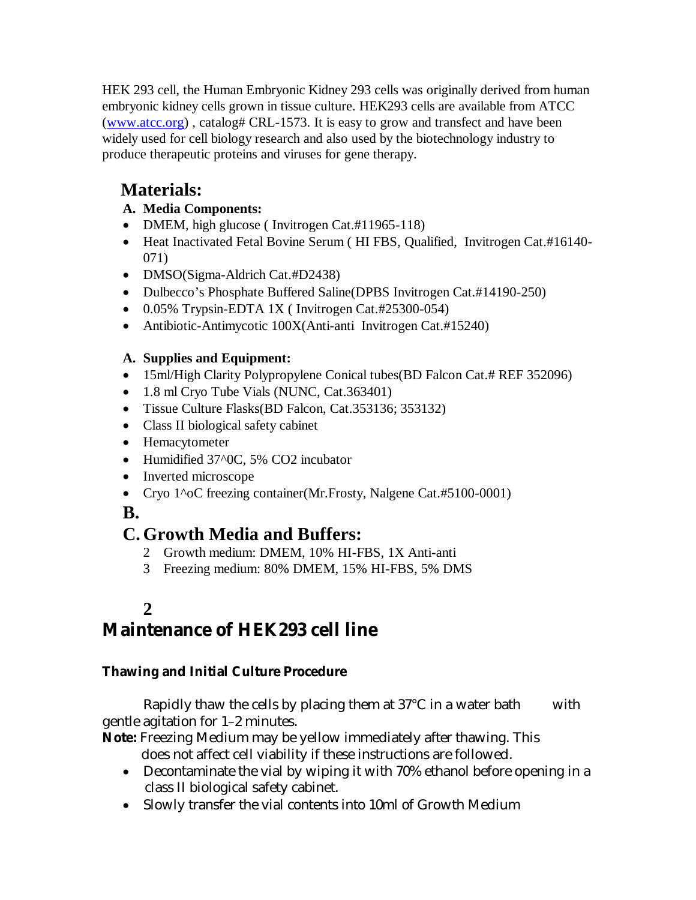HEK 293 cell, the Human Embryonic Kidney 293 cells was originally derived from human embryonic kidney cells grown in tissue culture. HEK293 cells are available from ATCC (www.atcc.org) , catalog# CRL-1573. It is easy to grow and transfect and have been widely used for cell biology research and also used by the biotechnology industry to produce therapeutic proteins and viruses for gene therapy.

## Materials:

**A. Media Components:**

- DMEM, high glucose ( Invitrogen Cat.#11965-118)
- Heat Inactivated Fetal Bovine Serum ( HI FBS, Qualified, Invitrogen Cat.#16140-071)
- DMSO(Sigma-Aldrich Cat.#D2438)
- Dulbecco's Phosphate Buffered Saline(DPBS Invitrogen Cat.#14190-250)
- 0.05% Trypsin-EDTA 1X ( Invitrogen Cat.#25300-054)
- Antibiotic-Antimycotic 100X(Anti-anti Invitrogen Cat.#15240)

**A. Supplies and Equipment:**

- 15ml/High Clarity Polypropylene Conical tubes(BD Falcon Cat.# REF 352096)
- 1.8 ml Cryo Tube Vials (NUNC, Cat.363401)
- Tissue Culture Flasks(BD Falcon, Cat.353136; 353132)
- Class II biological safety cabinet
- Hemacytometer
- Humidified 37^0C, 5% CO2 incubator
- Inverted microscope
- Cryo 1^oC freezing container(Mr.Frosty, Nalgene Cat.#5100-0001)

**B.**

## C. Growth Media and Buffers:

2 Growth medium: DMEM, 10% HI-FBS, 1X Anti-anti

3 Freezing medium: 80% DMEM, 15% HI-FBS, 5% DMS

**2**

# Maintenance of HEK293 cell line

### Thawing and Initial Culture Procedure

Rapidly thaw the cells by placing them at 37°C in a water bath with gentle agitation for 1–2 minutes.

**Note:** Freezing Medium may be yellow immediately after thawing. This does not affect cell viability if these instructions are followed.

- Decontaminate the vial by wiping it with 70% ethanol before opening in a class II biological safety cabinet.
- Slowly transfer the vial contents into 10ml of Growth Medium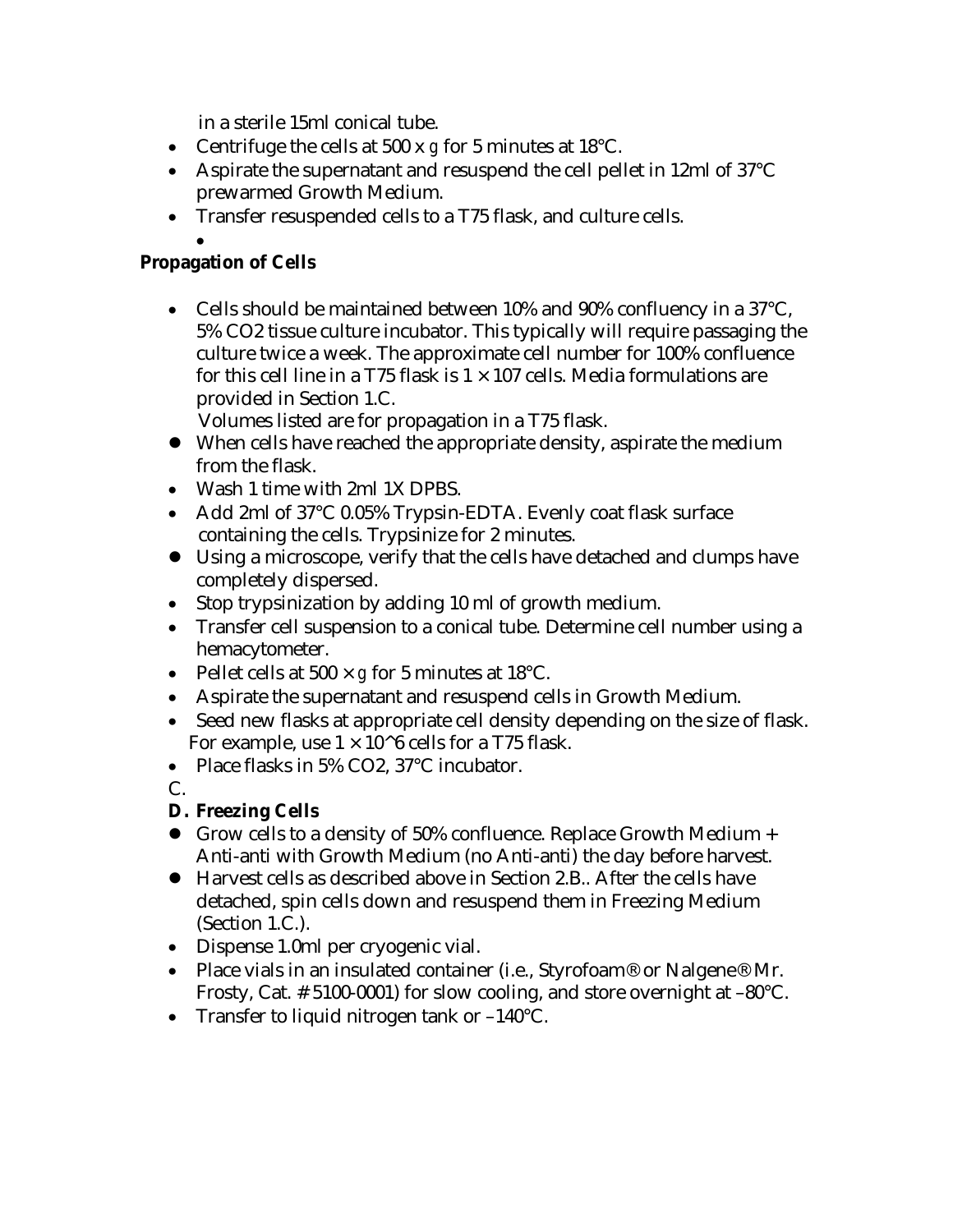in a sterile 15ml conical tube.

- Centrifuge the cells at 500 x *g* for 5 minutes at 18°C.
- Aspirate the supernatant and resuspend the cell pellet in 12ml of 37°C prewarmed Growth Medium.
- Transfer resuspended cells to a T75 flask, and culture cells.
- 

**Propagation of Cells**

- Cells should be maintained between 10% and 90% confluency in a 37°C, 5% CO2 tissue culture incubator. This typically will require passaging the culture twice a week. The approximate cell number for 100% confluence for this cell line in a T75 flask is 1 × 107 cells. Media formulations are provided in Section 1.C.
  Volumes listed are for propagation in a T75 flask.
- When cells have reached the appropriate density, aspirate the medium from the flask.
- Wash 1 time with 2ml 1X DPBS.
- Add 2ml of 37°C 0.05% Trypsin-EDTA. Evenly coat flask surface containing the cells. Trypsinize for 2 minutes.
- Using a microscope, verify that the cells have detached and clumps have completely dispersed.
- Stop trypsinization by adding 10 ml of growth medium.
- Transfer cell suspension to a conical tube. Determine cell number using a hemacytometer.
- Pellet cells at 500 × *g* for 5 minutes at 18°C.
- Aspirate the supernatant and resuspend cells in Growth Medium.
- Seed new flasks at appropriate cell density depending on the size of flask. For example, use 1 × 10^6 cells for a T75 flask.
- Place flasks in 5% CO2, 37°C incubator.

C.

**D. Freezing Cells**

- Grow cells to a density of 50% confluence. Replace Growth Medium + Anti-anti with Growth Medium (no Anti-anti) the day before harvest.
- Harvest cells as described above in Section 2.B.. After the cells have detached, spin cells down and resuspend them in Freezing Medium (Section 1.C.).
- Dispense 1.0ml per cryogenic vial.
- Place vials in an insulated container (i.e., Styrofoam® or Nalgene® Mr. Frosty, Cat. # 5100-0001) for slow cooling, and store overnight at –80°C.
- Transfer to liquid nitrogen tank or –140°C.